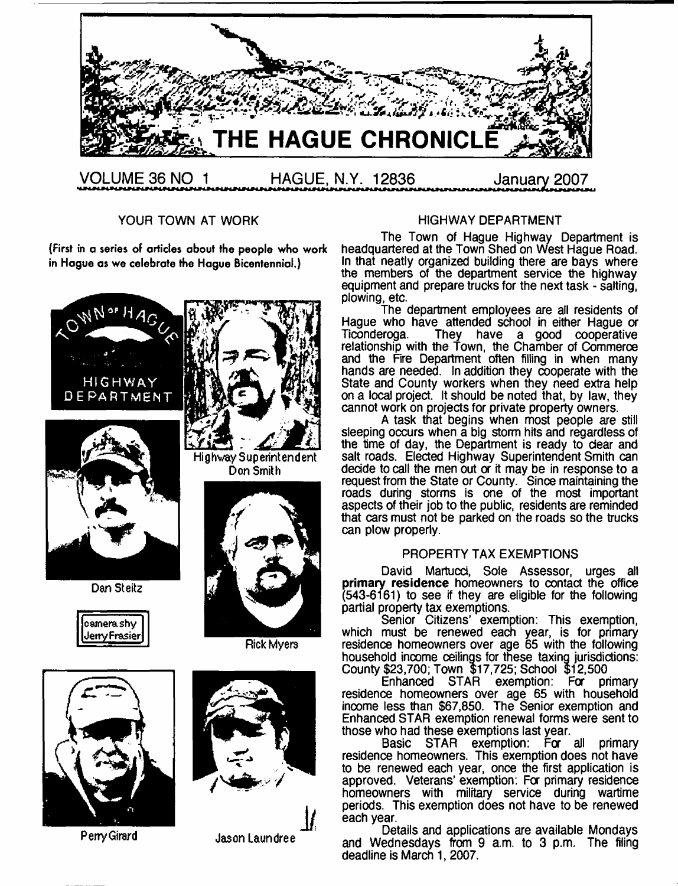# THE HAGUE CHRONICLE

VOLUME 36 NO 1 HAGUE, N.Y. 12836 January 2007

## YOUR TOWN AT WORK

(First in a series of articles about the people who work in Hague as we celebrate the Hague Bicentennial.)

TOWN OF HAGUE HIGHWAY DEPARTMENT

Highway Superintendent Don Smith

Dan Steitz

Rick Myers

camera shy Jerry Frasier

Perry Girard

Jason Laundree

## HIGHWAY DEPARTMENT

The Town of Hague Highway Department is headquartered at the Town Shed on West Hague Road. In that neatly organized building there are bays where the members of the department service the highway equipment and prepare trucks for the next task - salting, plowing, etc.

The department employees are all residents of Hague who have attended school in either Hague or Ticonderoga. They have a good cooperative relationship with the Town, the Chamber of Commerce and the Fire Department often filling in when many hands are needed. In addition they cooperate with the State and County workers when they need extra help on a local project. It should be noted that, by law, they cannot work on projects for private property owners.

A task that begins when most people are still sleeping occurs when a big storm hits and regardless of the time of day, the Department is ready to clear and salt roads. Elected Highway Superintendent Smith can decide to call the men out or it may be in response to a request from the State or County. Since maintaining the roads during storms is one of the most important aspects of their job to the public, residents are reminded that cars must not be parked on the roads so the trucks can plow properly.

## PROPERTY TAX EXEMPTIONS

David Martucci, Sole Assessor, urges all **primary residence** homeowners to contact the office (543-6161) to see if they are eligible for the following partial property tax exemptions.

Senior Citizens' exemption: This exemption, which must be renewed each year, is for primary residence homeowners over age 65 with the following household income ceilings for these taxing jurisdictions: County $23,700; Town $17,725; School $12,500

Enhanced STAR exemption: For primary residence homeowners over age 65 with household income less than $67,850. The Senior exemption and Enhanced STAR exemption renewal forms were sent to those who had these exemptions last year.

Basic STAR exemption: For all primary residence homeowners. This exemption does not have to be renewed each year, once the first application is approved. Veterans' exemption: For primary residence homeowners with military service during wartime periods. This exemption does not have to be renewed each year.

Details and applications are available Mondays and Wednesdays from 9 a.m. to 3 p.m. The filing deadline is March 1, 2007.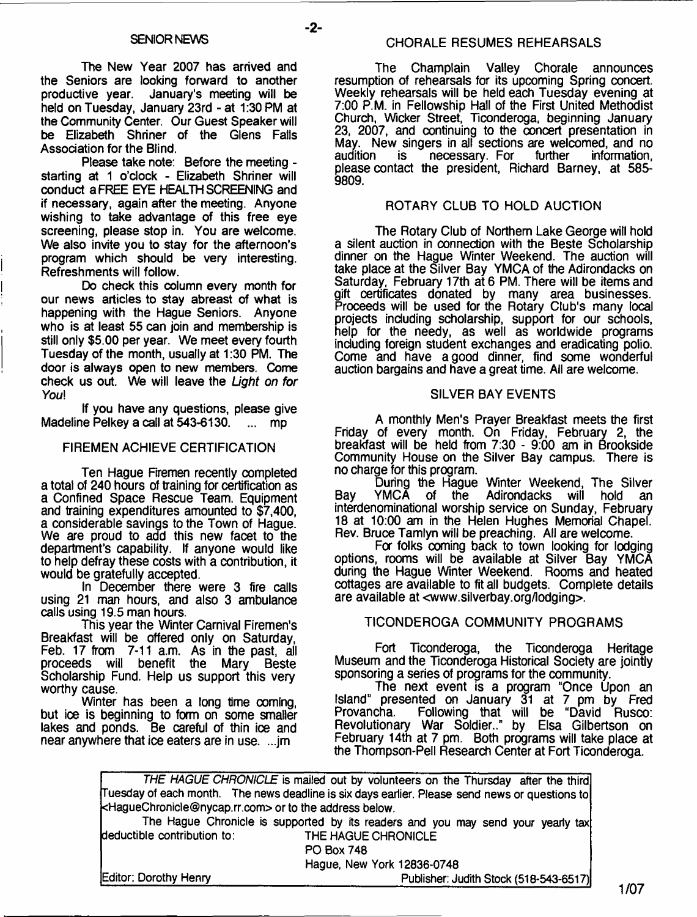## SENIOR NEWS

The New Year 2007 has arrived and the Seniors are looking forward to another productive year. January's meeting will be held on Tuesday, January 23rd - at 1:30 PM at the Community Center. Our Guest Speaker will be Elizabeth Shriner of the Glens Falls Association for the Blind.

Please take note: Before the meeting - starting at 1 o'clock - Elizabeth Shriner will conduct a FREE EYE HEALTH SCREENING and if necessary, again after the meeting. Anyone wishing to take advantage of this free eye screening, please stop in. You are welcome. We also invite you to stay for the afternoon's program which should be very interesting. Refreshments will follow.

Do check this column every month for our news articles to stay abreast of what is happening with the Hague Seniors. Anyone who is at least 55 can join and membership is still only $5.00 per year. We meet every fourth Tuesday of the month, usually at 1:30 PM. The door is always open to new members. Come check us out. We will leave the *Light on for You*!

If you have any questions, please give Madeline Pelkey a call at 543-6130. ... mp

## FIREMEN ACHIEVE CERTIFICATION

Ten Hague Firemen recently completed a total of 240 hours of training for certification as a Confined Space Rescue Team. Equipment and training expenditures amounted to $7,400, a considerable savings to the Town of Hague. We are proud to add this new facet to the department's capability. If anyone would like to help defray these costs with a contribution, it would be gratefully accepted.

In December there were 3 fire calls using 21 man hours, and also 3 ambulance calls using 19.5 man hours.

This year the Winter Carnival Firemen's Breakfast will be offered only on Saturday, Feb. 17 from 7-11 a.m. As in the past, all proceeds will benefit the Mary Beste Scholarship Fund. Help us support this very worthy cause.

Winter has been a long time coming, but ice is beginning to form on some smaller lakes and ponds. Be careful of thin ice and near anywhere that ice eaters are in use. ...jm

## CHORALE RESUMES REHEARSALS

The Champlain Valley Chorale announces resumption of rehearsals for its upcoming Spring concert. Weekly rehearsals will be held each Tuesday evening at 7:00 P.M. in Fellowship Hall of the First United Methodist Church, Wicker Street, Ticonderoga, beginning January 23, 2007, and continuing to the concert presentation in May. New singers in all sections are welcomed, and no audition is necessary. For further information, please contact the president, Richard Barney, at 585-9809.

## ROTARY CLUB TO HOLD AUCTION

The Rotary Club of Northern Lake George will hold a silent auction in connection with the Beste Scholarship dinner on the Hague Winter Weekend. The auction will take place at the Silver Bay YMCA of the Adirondacks on Saturday, February 17th at 6 PM. There will be items and gift certificates donated by many area businesses. Proceeds will be used for the Rotary Club's many local projects including scholarship, support for our schools, help for the needy, as well as worldwide programs including foreign student exchanges and eradicating polio. Come and have a good dinner, find some wonderful auction bargains and have a great time. All are welcome.

## SILVER BAY EVENTS

A monthly Men's Prayer Breakfast meets the first Friday of every month. On Friday, February 2, the breakfast will be held from 7:30 - 9:00 am in Brookside Community House on the Silver Bay campus. There is no charge for this program.

During the Hague Winter Weekend, The Silver Bay YMCA of the Adirondacks will hold an interdenominational worship service on Sunday, February 18 at 10:00 am in the Helen Hughes Memorial Chapel. Rev. Bruce Tamlyn will be preaching. All are welcome.

For folks coming back to town looking for lodging options, rooms will be available at Silver Bay YMCA during the Hague Winter Weekend. Rooms and heated cottages are available to fit all budgets. Complete details are available at <www.silverbay.org/lodging>.

## TICONDEROGA COMMUNITY PROGRAMS

Fort Ticonderoga, the Ticonderoga Heritage Museum and the Ticonderoga Historical Society are jointly sponsoring a series of programs for the community.

The next event is a program "Once Upon an Island" presented on January 31 at 7 pm by Fred Provancha. Following that will be "David Rusco: Revolutionary War Soldier.." by Elsa Gilbertson on February 14th at 7 pm. Both programs will take place at the Thompson-Pell Research Center at Fort Ticonderoga.

---

*THE HAGUE CHRONICLE* is mailed out by volunteers on the Thursday after the third Tuesday of each month. The news deadline is six days earlier. Please send news or questions to <HagueChronicle@nycap.rr.com> or to the address below.

The Hague Chronicle is supported by its readers and you may send your yearly tax deductible contribution to:

THE HAGUE CHRONICLE
PO Box 748
Hague, New York 12836-0748

Editor: Dorothy Henry
Publisher: Judith Stock (518-543-6517)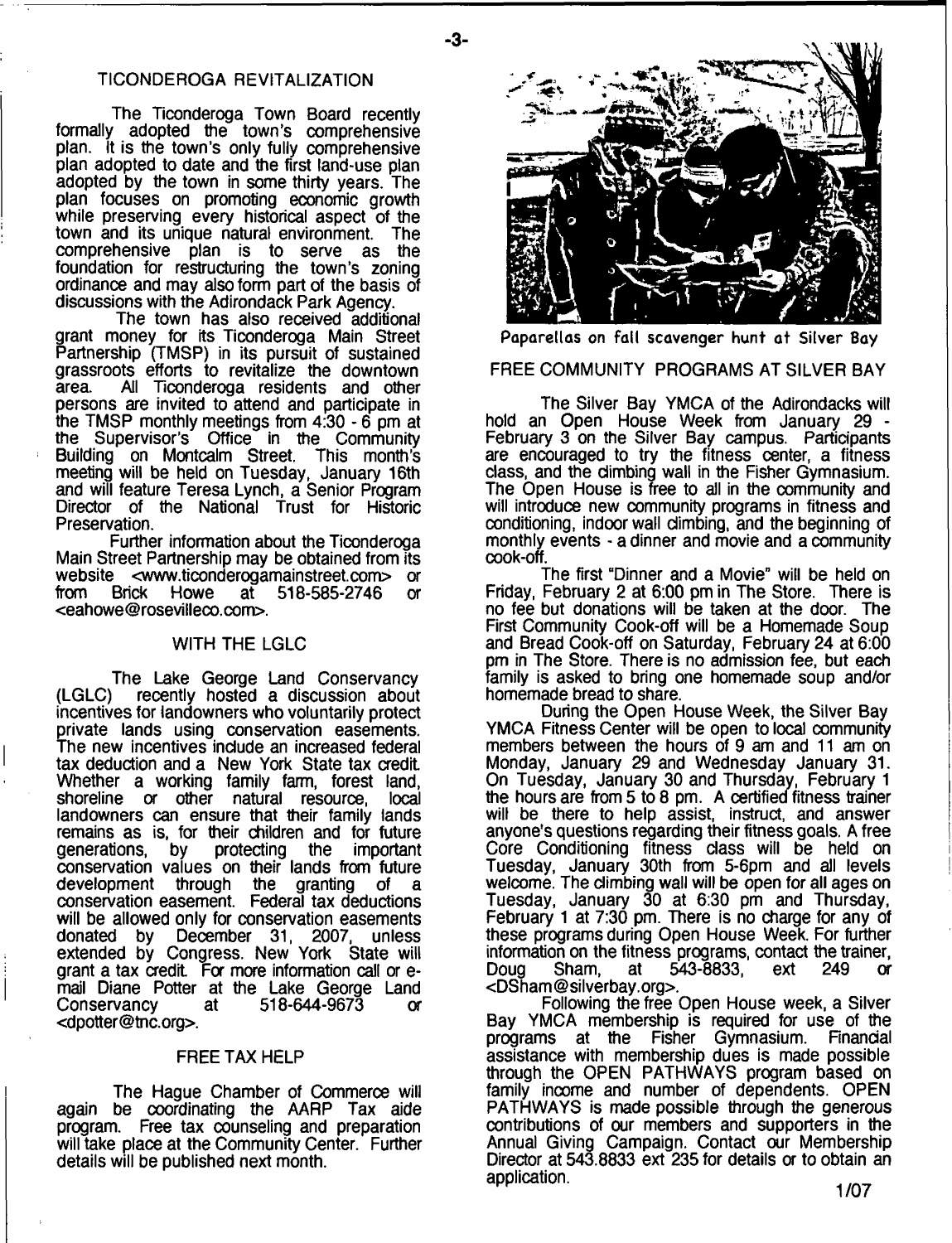## TICONDEROGA REVITALIZATION

The Ticonderoga Town Board recently formally adopted the town's comprehensive plan. It is the town's only fully comprehensive plan adopted to date and the first land-use plan adopted by the town in some thirty years. The plan focuses on promoting economic growth while preserving every historical aspect of the town and its unique natural environment. The comprehensive plan is to serve as the foundation for restructuring the town's zoning ordinance and may also form part of the basis of discussions with the Adirondack Park Agency.

The town has also received additional grant money for its Ticonderoga Main Street Partnership (TMSP) in its pursuit of sustained grassroots efforts to revitalize the downtown area. All Ticonderoga residents and other persons are invited to attend and participate in the TMSP monthly meetings from 4:30 - 6 pm at the Supervisor's Office in the Community Building on Montcalm Street. This month's meeting will be held on Tuesday, January 16th and will feature Teresa Lynch, a Senior Program Director of the National Trust for Historic Preservation.

Further information about the Ticonderoga Main Street Partnership may be obtained from its website <www.ticonderogamainstreet.com> or from Brick Howe at 518-585-2746 or <eahowe@rosevilleco.com>.

## WITH THE LGLC

The Lake George Land Conservancy (LGLC) recently hosted a discussion about incentives for landowners who voluntarily protect private lands using conservation easements. The new incentives include an increased federal tax deduction and a New York State tax credit. Whether a working family farm, forest land, shoreline or other natural resource, local landowners can ensure that their family lands remains as is, for their children and for future generations, by protecting the important conservation values on their lands from future development through the granting of a conservation easement. Federal tax deductions will be allowed only for conservation easements donated by December 31, 2007, unless extended by Congress. New York State will grant a tax credit. For more information call or e-mail Diane Potter at the Lake George Land Conservancy at 518-644-9673 or <dpotter@tnc.org>.

## FREE TAX HELP

The Hague Chamber of Commerce will again be coordinating the AARP Tax aide program. Free tax counseling and preparation will take place at the Community Center. Further details will be published next month.

Paparellas on fall scavenger hunt at Silver Bay

## FREE COMMUNITY PROGRAMS AT SILVER BAY

The Silver Bay YMCA of the Adirondacks will hold an Open House Week from January 29 - February 3 on the Silver Bay campus. Participants are encouraged to try the fitness center, a fitness class, and the climbing wall in the Fisher Gymnasium. The Open House is free to all in the community and will introduce new community programs in fitness and conditioning, indoor wall climbing, and the beginning of monthly events - a dinner and movie and a community cook-off.

The first "Dinner and a Movie" will be held on Friday, February 2 at 6:00 pm in The Store. There is no fee but donations will be taken at the door. The First Community Cook-off will be a Homemade Soup and Bread Cook-off on Saturday, February 24 at 6:00 pm in The Store. There is no admission fee, but each family is asked to bring one homemade soup and/or homemade bread to share.

During the Open House Week, the Silver Bay YMCA Fitness Center will be open to local community members between the hours of 9 am and 11 am on Monday, January 29 and Wednesday January 31. On Tuesday, January 30 and Thursday, February 1 the hours are from 5 to 8 pm. A certified fitness trainer will be there to help assist, instruct, and answer anyone's questions regarding their fitness goals. A free Core Conditioning fitness class will be held on Tuesday, January 30th from 5-6pm and all levels welcome. The climbing wall will be open for all ages on Tuesday, January 30 at 6:30 pm and Thursday, February 1 at 7:30 pm. There is no charge for any of these programs during Open House Week. For further information on the fitness programs, contact the trainer, Doug Sham, at 543-8833, ext 249 or <DSham@silverbay.org>.

Following the free Open House week, a Silver Bay YMCA membership is required for use of the programs at the Fisher Gymnasium. Financial assistance with membership dues is made possible through the OPEN PATHWAYS program based on family income and number of dependents. OPEN PATHWAYS is made possible through the generous contributions of our members and supporters in the Annual Giving Campaign. Contact our Membership Director at 543.8833 ext 235 for details or to obtain an application.

1/07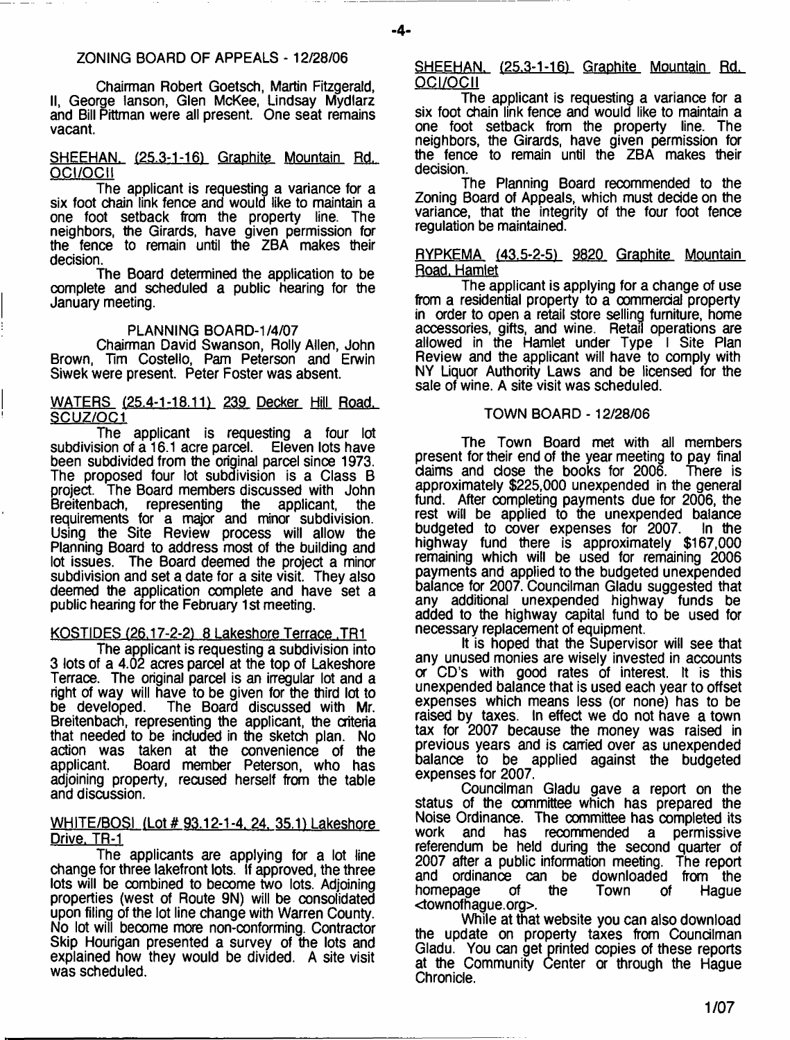## ZONING BOARD OF APPEALS - 12/28/06

Chairman Robert Goetsch, Martin Fitzgerald, II, George Ianson, Glen McKee, Lindsay Mydlarz and Bill Pittman were all present. One seat remains vacant.

SHEEHAN, (25.3-1-16) Graphite Mountain Rd., OCI/OCII

The applicant is requesting a variance for a six foot chain link fence and would like to maintain a one foot setback from the property line. The neighbors, the Girards, have given permission for the fence to remain until the ZBA makes their decision.

The Board determined the application to be complete and scheduled a public hearing for the January meeting.

## PLANNING BOARD-1/4/07

Chairman David Swanson, Rolly Allen, John Brown, Tim Costello, Pam Peterson and Erwin Siwek were present. Peter Foster was absent.

WATERS (25.4-1-18.11) 239 Decker Hill Road, SCUZ/OC1

The applicant is requesting a four lot subdivision of a 16.1 acre parcel. Eleven lots have been subdivided from the original parcel since 1973. The proposed four lot subdivision is a Class B project. The Board members discussed with John Breitenbach, representing the applicant, the requirements for a major and minor subdivision. Using the Site Review process will allow the Planning Board to address most of the building and lot issues. The Board deemed the project a minor subdivision and set a date for a site visit. They also deemed the application complete and have set a public hearing for the February 1st meeting.

KOSTIDES (26.17-2-2) 8 Lakeshore Terrace ,TR1

The applicant is requesting a subdivision into 3 lots of a 4.02 acres parcel at the top of Lakeshore Terrace. The original parcel is an irregular lot and a right of way will have to be given for the third lot to be developed. The Board discussed with Mr. Breitenbach, representing the applicant, the criteria that needed to be included in the sketch plan. No action was taken at the convenience of the applicant. Board member Peterson, who has adjoining property, recused herself from the table and discussion.

WHITE/BOSI (Lot # 93.12-1-4, 24, 35.1) Lakeshore Drive, TR-1

The applicants are applying for a lot line change for three lakefront lots. If approved, the three lots will be combined to become two lots. Adjoining properties (west of Route 9N) will be consolidated upon filing of the lot line change with Warren County. No lot will become more non-conforming. Contractor Skip Hourigan presented a survey of the lots and explained how they would be divided. A site visit was scheduled.

SHEEHAN (25.3-1-16) Graphite Mountain Rd, OCI/OCII

The applicant is requesting a variance for a six foot chain link fence and would like to maintain a one foot setback from the property line. The neighbors, the Girards, have given permission for the fence to remain until the ZBA makes their decision.

The Planning Board recommended to the Zoning Board of Appeals, which must decide on the variance, that the integrity of the four foot fence regulation be maintained.

RYPKEMA (43.5-2-5) 9820 Graphite Mountain Road, Hamlet

The applicant is applying for a change of use from a residential property to a commercial property in order to open a retail store selling furniture, home accessories, gifts, and wine. Retail operations are allowed in the Hamlet under Type I Site Plan Review and the applicant will have to comply with NY Liquor Authority Laws and be licensed for the sale of wine. A site visit was scheduled.

## TOWN BOARD - 12/28/06

The Town Board met with all members present for their end of the year meeting to pay final claims and close the books for 2006. There is approximately $225,000 unexpended in the general fund. After completing payments due for 2006, the rest will be applied to the unexpended balance budgeted to cover expenses for 2007. In the highway fund there is approximately $167,000 remaining which will be used for remaining 2006 payments and applied to the budgeted unexpended balance for 2007. Councilman Gladu suggested that any additional unexpended highway funds be added to the highway capital fund to be used for necessary replacement of equipment.

It is hoped that the Supervisor will see that any unused monies are wisely invested in accounts or CD's with good rates of interest. It is this unexpended balance that is used each year to offset expenses which means less (or none) has to be raised by taxes. In effect we do not have a town tax for 2007 because the money was raised in previous years and is carried over as unexpended balance to be applied against the budgeted expenses for 2007.

Councilman Gladu gave a report on the status of the committee which has prepared the Noise Ordinance. The committee has completed its work and has recommended a permissive referendum be held during the second quarter of 2007 after a public information meeting. The report and ordinance can be downloaded from the homepage of the Town of Hague <townofhague.org>.

While at that website you can also download the update on property taxes from Councilman Gladu. You can get printed copies of these reports at the Community Center or through the Hague Chronicle.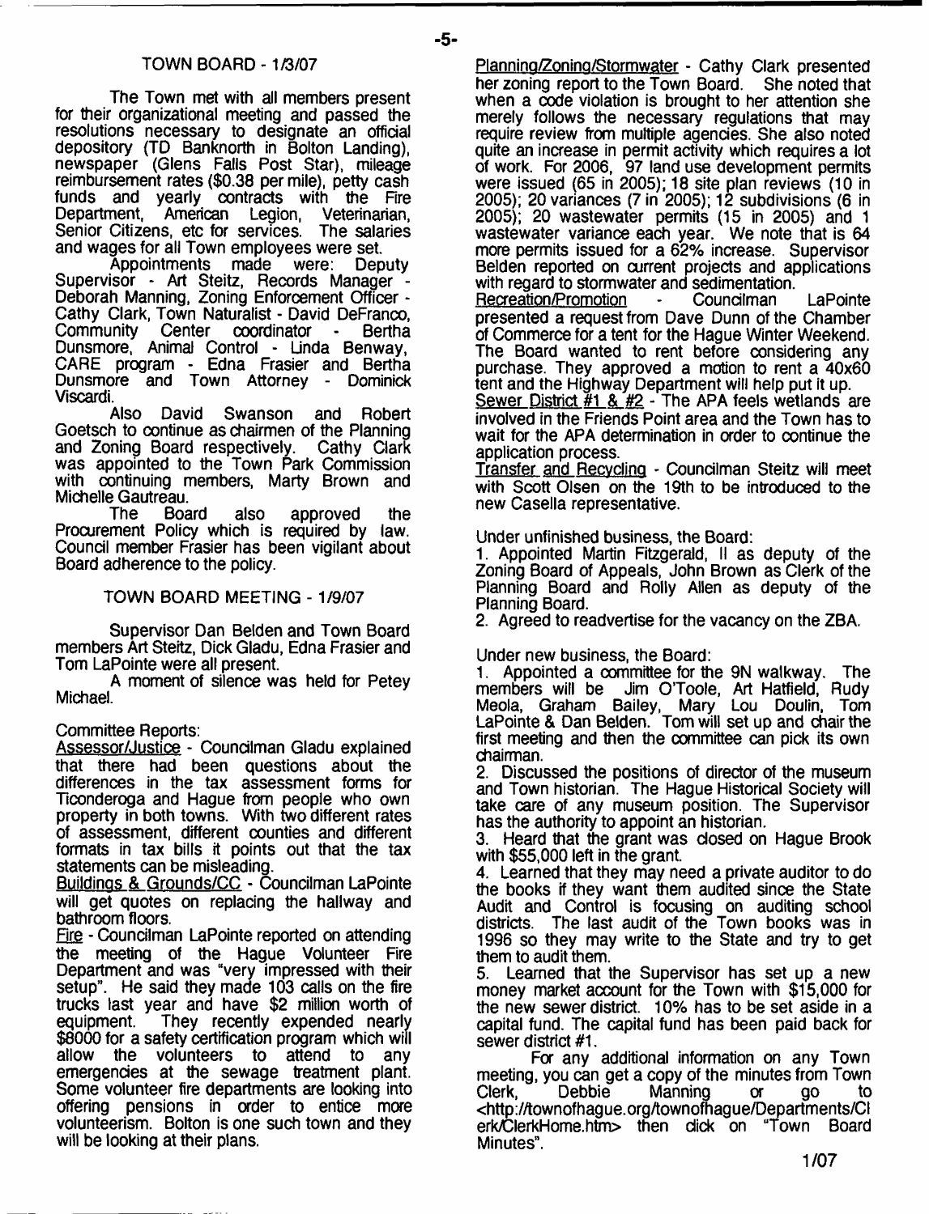## TOWN BOARD - 1/3/07

The Town met with all members present for their organizational meeting and passed the resolutions necessary to designate an official depository (TD Banknorth in Bolton Landing), newspaper (Glens Falls Post Star), mileage reimbursement rates ($0.38 per mile), petty cash funds and yearly contracts with the Fire Department, American Legion, Veterinarian, Senior Citizens, etc for services. The salaries and wages for all Town employees were set.

Appointments made were: Deputy Supervisor - Art Steitz, Records Manager - Deborah Manning, Zoning Enforcement Officer - Cathy Clark, Town Naturalist - David DeFranco, Community Center coordinator - Bertha Dunsmore, Animal Control - Linda Benway, CARE program - Edna Frasier and Bertha Dunsmore and Town Attorney - Dominick Viscardi.

Also David Swanson and Robert Goetsch to continue as chairmen of the Planning and Zoning Board respectively. Cathy Clark was appointed to the Town Park Commission with continuing members, Marty Brown and Michelle Gautreau.

The Board also approved the Procurement Policy which is required by law. Council member Frasier has been vigilant about Board adherence to the policy.

## TOWN BOARD MEETING - 1/9/07

Supervisor Dan Belden and Town Board members Art Steitz, Dick Gladu, Edna Frasier and Tom LaPointe were all present.

A moment of silence was held for Petey Michael.

Committee Reports:

Assessor/Justice - Councilman Gladu explained that there had been questions about the differences in the tax assessment forms for Ticonderoga and Hague from people who own property in both towns. With two different rates of assessment, different counties and different formats in tax bills it points out that the tax statements can be misleading.

Buildings & Grounds/CC - Councilman LaPointe will get quotes on replacing the hallway and bathroom floors.

Fire - Councilman LaPointe reported on attending the meeting of the Hague Volunteer Fire Department and was "very impressed with their setup". He said they made 103 calls on the fire trucks last year and have $2 million worth of equipment. They recently expended nearly $8000 for a safety certification program which will allow the volunteers to attend to any emergencies at the sewage treatment plant. Some volunteer fire departments are looking into offering pensions in order to entice more volunteerism. Bolton is one such town and they will be looking at their plans.

Planning/Zoning/Stormwater - Cathy Clark presented her zoning report to the Town Board. She noted that when a code violation is brought to her attention she merely follows the necessary regulations that may require review from multiple agencies. She also noted quite an increase in permit activity which requires a lot of work. For 2006, 97 land use development permits were issued (65 in 2005); 18 site plan reviews (10 in 2005); 20 variances (7 in 2005); 12 subdivisions (6 in 2005); 20 wastewater permits (15 in 2005) and 1 wastewater variance each year. We note that is 64 more permits issued for a 62% increase. Supervisor Belden reported on current projects and applications with regard to stormwater and sedimentation.

Recreation/Promotion - Councilman LaPointe presented a request from Dave Dunn of the Chamber of Commerce for a tent for the Hague Winter Weekend. The Board wanted to rent before considering any purchase. They approved a motion to rent a 40x60 tent and the Highway Department will help put it up.

Sewer District #1 & #2 - The APA feels wetlands are involved in the Friends Point area and the Town has to wait for the APA determination in order to continue the application process.

Transfer and Recycling - Councilman Steitz will meet with Scott Olsen on the 19th to be introduced to the new Casella representative.

Under unfinished business, the Board:

1. Appointed Martin Fitzgerald, II as deputy of the Zoning Board of Appeals, John Brown as Clerk of the Planning Board and Rolly Allen as deputy of the Planning Board.
2. Agreed to readvertise for the vacancy on the ZBA.

Under new business, the Board:

1. Appointed a committee for the 9N walkway. The members will be Jim O'Toole, Art Hatfield, Rudy Meola, Graham Bailey, Mary Lou Doulin, Tom LaPointe & Dan Belden. Tom will set up and chair the first meeting and then the committee can pick its own chairman.
2. Discussed the positions of director of the museum and Town historian. The Hague Historical Society will take care of any museum position. The Supervisor has the authority to appoint an historian.
3. Heard that the grant was closed on Hague Brook with $55,000 left in the grant.
4. Learned that they may need a private auditor to do the books if they want them audited since the State Audit and Control is focusing on auditing school districts. The last audit of the Town books was in 1996 so they may write to the State and try to get them to audit them.
5. Learned that the Supervisor has set up a new money market account for the Town with $15,000 for the new sewer district. 10% has to be set aside in a capital fund. The capital fund has been paid back for sewer district #1.

For any additional information on any Town meeting, you can get a copy of the minutes from Town Clerk, Debbie Manning or go to <http://townofhague.org/townofhague/Departments/Clerk/ClerkHome.htm> then click on "Town Board Minutes".

1/07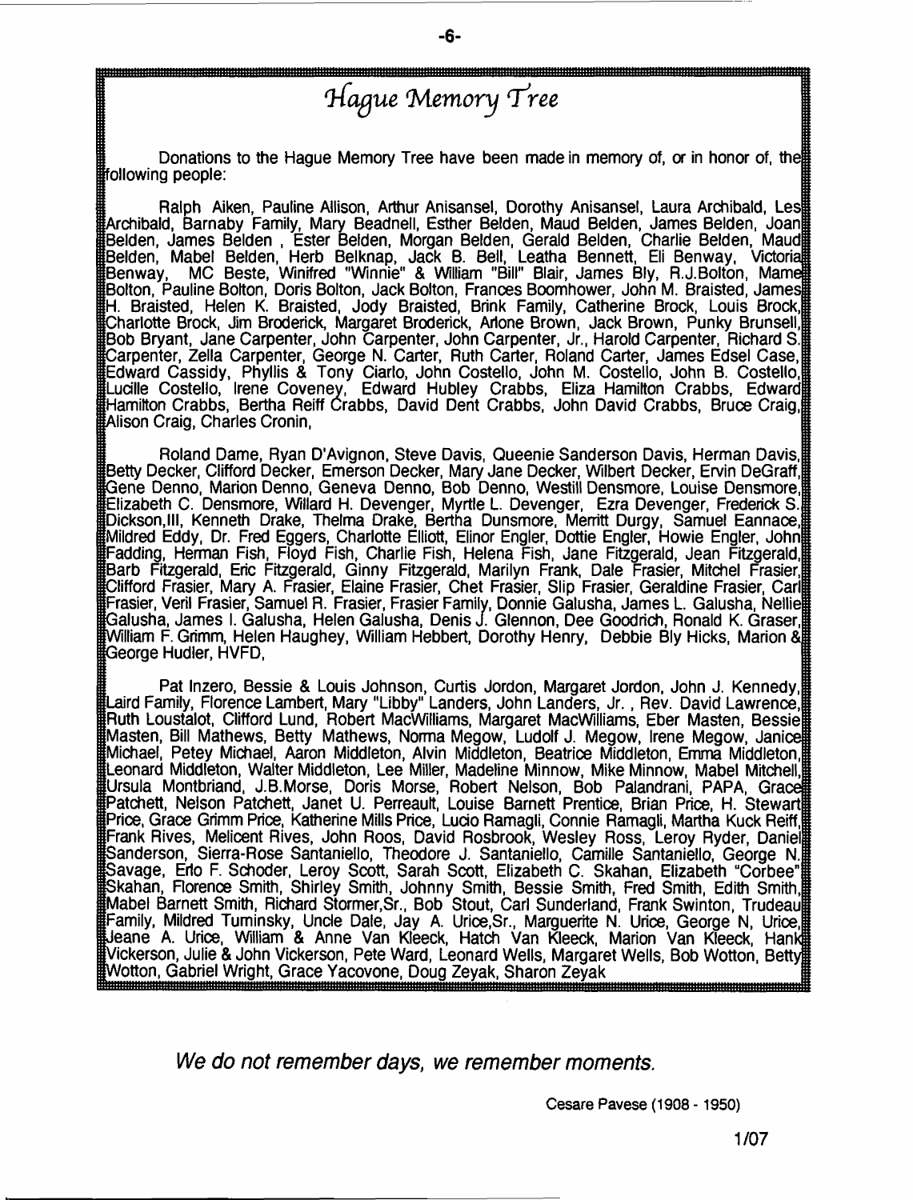# *Hague Memory Tree*

Donations to the Hague Memory Tree have been made in memory of, or in honor of, the following people:

Ralph Aiken, Pauline Allison, Arthur Anisansel, Dorothy Anisansel, Laura Archibald, Les Archibald, Barnaby Family, Mary Beadnell, Esther Belden, Maud Belden, James Belden, Joan Belden, James Belden , Ester Belden, Morgan Belden, Gerald Belden, Charlie Belden, Maud Belden, Mabel Belden, Herb Belknap, Jack B. Bell, Leatha Bennett, Eli Benway, Victoria Benway, MC Beste, Winifred "Winnie" & William "Bill" Blair, James Bly, R.J.Bolton, Mame Bolton, Pauline Bolton, Doris Bolton, Jack Bolton, Frances Boomhower, John M. Braisted, James H. Braisted, Helen K. Braisted, Jody Braisted, Brink Family, Catherine Brock, Louis Brock, Charlotte Brock, Jim Broderick, Margaret Broderick, Arlone Brown, Jack Brown, Punky Brunsell, Bob Bryant, Jane Carpenter, John Carpenter, John Carpenter, Jr., Harold Carpenter, Richard S. Carpenter, Zella Carpenter, George N. Carter, Ruth Carter, Roland Carter, James Edsel Case, Edward Cassidy, Phyllis & Tony Ciarlo, John Costello, John M. Costello, John B. Costello, Lucille Costello, Irene Coveney, Edward Hubley Crabbs, Eliza Hamilton Crabbs, Edward Hamilton Crabbs, Bertha Reiff Crabbs, David Dent Crabbs, John David Crabbs, Bruce Craig, Alison Craig, Charles Cronin,

Roland Dame, Ryan D'Avignon, Steve Davis, Queenie Sanderson Davis, Herman Davis, Betty Decker, Clifford Decker, Emerson Decker, Mary Jane Decker, Wilbert Decker, Ervin DeGraff, Gene Denno, Marion Denno, Geneva Denno, Bob Denno, Westill Densmore, Louise Densmore, Elizabeth C. Densmore, Willard H. Devenger, Myrtle L. Devenger, Ezra Devenger, Frederick S. Dickson,III, Kenneth Drake, Thelma Drake, Bertha Dunsmore, Merritt Durgy, Samuel Eannace, Mildred Eddy, Dr. Fred Eggers, Charlotte Elliott, Elinor Engler, Dottie Engler, Howie Engler, John Fadding, Herman Fish, Floyd Fish, Charlie Fish, Helena Fish, Jane Fitzgerald, Jean Fitzgerald, Barb Fitzgerald, Eric Fitzgerald, Ginny Fitzgerald, Marilyn Frank, Dale Frasier, Mitchel Frasier, Clifford Frasier, Mary A. Frasier, Elaine Frasier, Chet Frasier, Slip Frasier, Geraldine Frasier, Carl Frasier, Veril Frasier, Samuel R. Frasier, Frasier Family, Donnie Galusha, James L. Galusha, Nellie Galusha, James I. Galusha, Helen Galusha, Denis J. Glennon, Dee Goodrich, Ronald K. Graser, William F. Grimm, Helen Haughey, William Hebbert, Dorothy Henry, Debbie Bly Hicks, Marion & George Hudler, HVFD,

Pat Inzero, Bessie & Louis Johnson, Curtis Jordon, Margaret Jordon, John J. Kennedy, Laird Family, Florence Lambert, Mary "Libby" Landers, John Landers, Jr. , Rev. David Lawrence, Ruth Loustalot, Clifford Lund, Robert MacWilliams, Margaret MacWilliams, Eber Masten, Bessie Masten, Bill Mathews, Betty Mathews, Norma Megow, Ludolf J. Megow, Irene Megow, Janice Michael, Petey Michael, Aaron Middleton, Alvin Middleton, Beatrice Middleton, Emma Middleton, Leonard Middleton, Walter Middleton, Lee Miller, Madeline Minnow, Mike Minnow, Mabel Mitchell, Ursula Montbriand, J.B.Morse, Doris Morse, Robert Nelson, Bob Palandrani, PAPA, Grace Patchett, Nelson Patchett, Janet U. Perreault, Louise Barnett Prentice, Brian Price, H. Stewart Price, Grace Grimm Price, Katherine Mills Price, Lucio Ramagli, Connie Ramagli, Martha Kuck Reiff, Frank Rives, Melicent Rives, John Roos, David Rosbrook, Wesley Ross, Leroy Ryder, Daniel Sanderson, Sierra-Rose Santaniello, Theodore J. Santaniello, Camille Santaniello, George N. Savage, Erlo F. Schoder, Leroy Scott, Sarah Scott, Elizabeth C. Skahan, Elizabeth "Corbee" Skahan, Florence Smith, Shirley Smith, Johnny Smith, Bessie Smith, Fred Smith, Edith Smith, Mabel Barnett Smith, Richard Stormer,Sr., Bob Stout, Carl Sunderland, Frank Swinton, Trudeau Family, Mildred Tuminsky, Uncle Dale, Jay A. Urice,Sr., Marguerite N. Urice, George N, Urice, Jeane A. Urice, William & Anne Van Kleeck, Hatch Van Kleeck, Marion Van Kleeck, Hank Vickerson, Julie & John Vickerson, Pete Ward, Leonard Wells, Margaret Wells, Bob Wotton, Betty Wotton, Gabriel Wright, Grace Yacovone, Doug Zeyak, Sharon Zeyak

*We do not remember days, we remember moments.*

Cesare Pavese (1908 - 1950)

1/07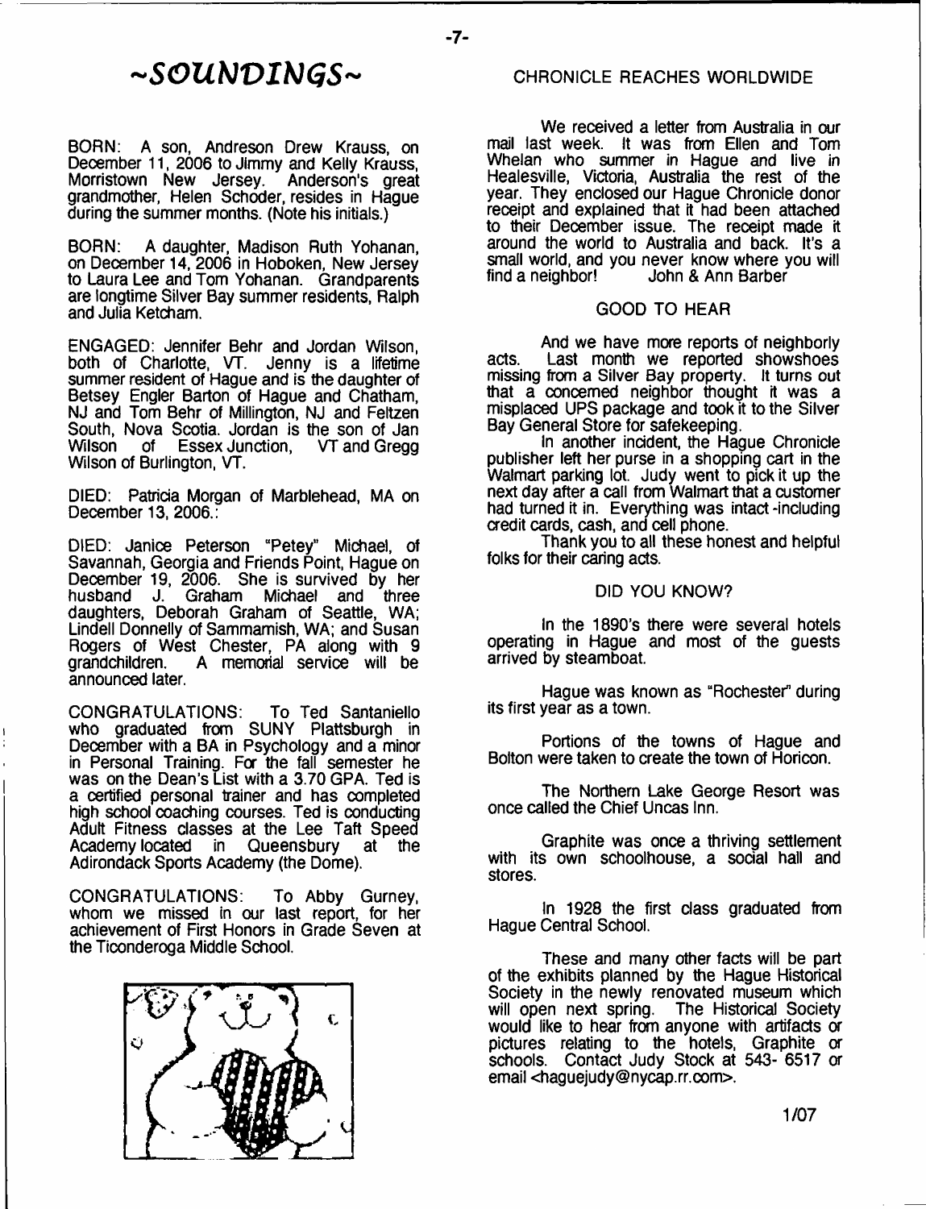# ~SOUNDINGS~

BORN: A son, Andreson Drew Krauss, on December 11, 2006 to Jimmy and Kelly Krauss, Morristown New Jersey. Anderson's great grandmother, Helen Schoder, resides in Hague during the summer months. (Note his initials.)

BORN: A daughter, Madison Ruth Yohanan, on December 14, 2006 in Hoboken, New Jersey to Laura Lee and Tom Yohanan. Grandparents are longtime Silver Bay summer residents, Ralph and Julia Ketcham.

ENGAGED: Jennifer Behr and Jordan Wilson, both of Charlotte, VT. Jenny is a lifetime summer resident of Hague and is the daughter of Betsey Engler Barton of Hague and Chatham, NJ and Tom Behr of Millington, NJ and Feltzen South, Nova Scotia. Jordan is the son of Jan Wilson of Essex Junction, VT and Gregg Wilson of Burlington, VT.

DIED: Patricia Morgan of Marblehead, MA on December 13, 2006.:

DIED: Janice Peterson "Petey" Michael, of Savannah, Georgia and Friends Point, Hague on December 19, 2006. She is survived by her husband J. Graham Michael and three daughters, Deborah Graham of Seattle, WA; Lindell Donnelly of Sammamish, WA; and Susan Rogers of West Chester, PA along with 9 grandchildren. A memorial service will be announced later.

CONGRATULATIONS: To Ted Santaniello who graduated from SUNY Plattsburgh in December with a BA in Psychology and a minor in Personal Training. For the fall semester he was on the Dean's List with a 3.70 GPA. Ted is a certified personal trainer and has completed high school coaching courses. Ted is conducting Adult Fitness classes at the Lee Taft Speed Academy located in Queensbury at the Adirondack Sports Academy (the Dome).

CONGRATULATIONS: To Abby Gurney, whom we missed in our last report, for her achievement of First Honors in Grade Seven at the Ticonderoga Middle School.

## CHRONICLE REACHES WORLDWIDE

We received a letter from Australia in our mail last week. It was from Ellen and Tom Whelan who summer in Hague and live in Healesville, Victoria, Australia the rest of the year. They enclosed our Hague Chronicle donor receipt and explained that it had been attached to their December issue. The receipt made it around the world to Australia and back. It's a small world, and you never know where you will find a neighbor! John & Ann Barber

## GOOD TO HEAR

And we have more reports of neighborly acts. Last month we reported showshoes missing from a Silver Bay property. It turns out that a concerned neighbor thought it was a misplaced UPS package and took it to the Silver Bay General Store for safekeeping.

In another incident, the Hague Chronicle publisher left her purse in a shopping cart in the Walmart parking lot. Judy went to pick it up the next day after a call from Walmart that a customer had turned it in. Everything was intact -including credit cards, cash, and cell phone.

Thank you to all these honest and helpful folks for their caring acts.

## DID YOU KNOW?

In the 1890's there were several hotels operating in Hague and most of the guests arrived by steamboat.

Hague was known as "Rochester" during its first year as a town.

Portions of the towns of Hague and Bolton were taken to create the town of Horicon.

The Northern Lake George Resort was once called the Chief Uncas Inn.

Graphite was once a thriving settlement with its own schoolhouse, a social hall and stores.

In 1928 the first class graduated from Hague Central School.

These and many other facts will be part of the exhibits planned by the Hague Historical Society in the newly renovated museum which will open next spring. The Historical Society would like to hear from anyone with artifacts or pictures relating to the hotels, Graphite or schools. Contact Judy Stock at 543- 6517 or email <haguejudy@nycap.rr.com>.

1/07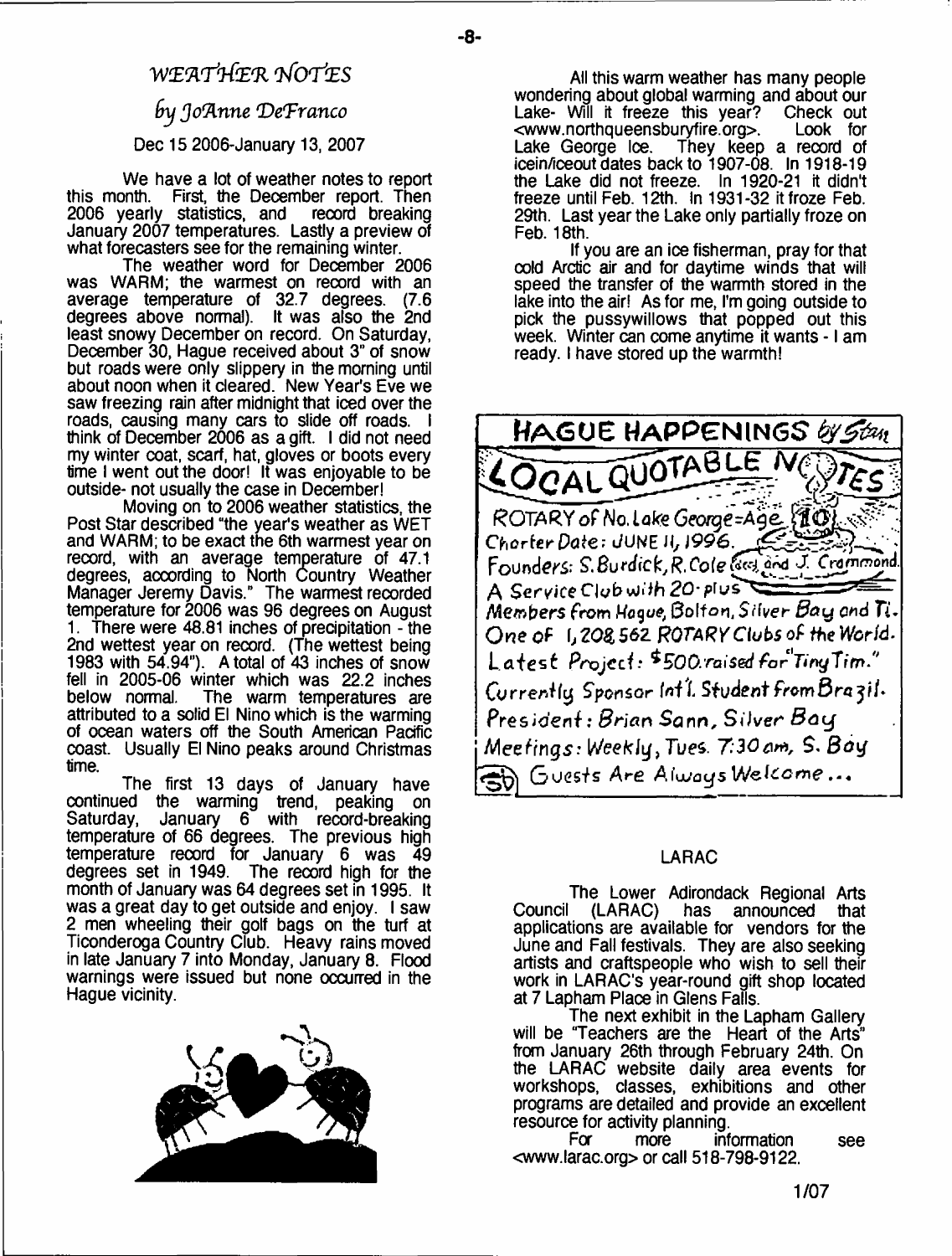## WEATHER NOTES

### by JoAnne DeFranco

Dec 15 2006-January 13, 2007

We have a lot of weather notes to report this month. First, the December report. Then 2006 yearly statistics, and record breaking January 2007 temperatures. Lastly a preview of what forecasters see for the remaining winter.

The weather word for December 2006 was WARM; the warmest on record with an average temperature of 32.7 degrees. (7.6 degrees above normal). It was also the 2nd least snowy December on record. On Saturday, December 30, Hague received about 3" of snow but roads were only slippery in the morning until about noon when it cleared. New Year's Eve we saw freezing rain after midnight that iced over the roads, causing many cars to slide off roads. I think of December 2006 as a gift. I did not need my winter coat, scarf, hat, gloves or boots every time I went out the door! It was enjoyable to be outside- not usually the case in December!

Moving on to 2006 weather statistics, the Post Star described "the year's weather as WET and WARM; to be exact the 6th warmest year on record, with an average temperature of 47.1 degrees, according to North Country Weather Manager Jeremy Davis." The warmest recorded temperature for 2006 was 96 degrees on August 1. There were 48.81 inches of precipitation - the 2nd wettest year on record. (The wettest being 1983 with 54.94"). A total of 43 inches of snow fell in 2005-06 winter which was 22.2 inches below normal. The warm temperatures are attributed to a solid El Nino which is the warming of ocean waters off the South American Pacific coast. Usually El Nino peaks around Christmas time.

The first 13 days of January have continued the warming trend, peaking on Saturday, January 6 with record-breaking temperature of 66 degrees. The previous high temperature record for January 6 was 49 degrees set in 1949. The record high for the month of January was 64 degrees set in 1995. It was a great day to get outside and enjoy. I saw 2 men wheeling their golf bags on the turf at Ticonderoga Country Club. Heavy rains moved in late January 7 into Monday, January 8. Flood warnings were issued but none occurred in the Hague vicinity.

All this warm weather has many people wondering about global warming and about our Lake- Will it freeze this year? Check out <www.northqueensburyfire.org>. Look for Lake George Ice. They keep a record of icein/iceout dates back to 1907-08. In 1918-19 the Lake did not freeze. In 1920-21 it didn't freeze until Feb. 12th. In 1931-32 it froze Feb. 29th. Last year the Lake only partially froze on Feb. 18th.

If you are an ice fisherman, pray for that cold Arctic air and for daytime winds that will speed the transfer of the warmth stored in the lake into the air! As for me, I'm going outside to pick the pussywillows that popped out this week. Winter can come anytime it wants - I am ready. I have stored up the warmth!

## HAGUE HAPPENINGS by Stan

### LOCAL QUOTABLE NOTES

ROTARY of No. Lake George=Age 10

Charter Date: JUNE 11, 1996.

Founders: S. Burdick, R. Cole (dec) and J. Crammond.

A Service Club with 20-plus Members from Hague, Bolton, Silver Bay and Ti.

One of 1,208,562 ROTARY Clubs of the World.

Latest Project: $500. raised for "Tiny Tim."

Currently Sponsor Int'l. Student from Brazil.

President: Brian Sann, Silver Bay

Meetings: Weekly, Tues. 7:30 am, S. Bay

Guests Are Always Welcome...

## LARAC

The Lower Adirondack Regional Arts Council (LARAC) has announced that applications are available for vendors for the June and Fall festivals. They are also seeking artists and craftspeople who wish to sell their work in LARAC's year-round gift shop located at 7 Lapham Place in Glens Falls.

The next exhibit in the Lapham Gallery will be "Teachers are the Heart of the Arts" from January 26th through February 24th. On the LARAC website daily area events for workshops, classes, exhibitions and other programs are detailed and provide an excellent resource for activity planning.

For more information see <www.larac.org> or call 518-798-9122.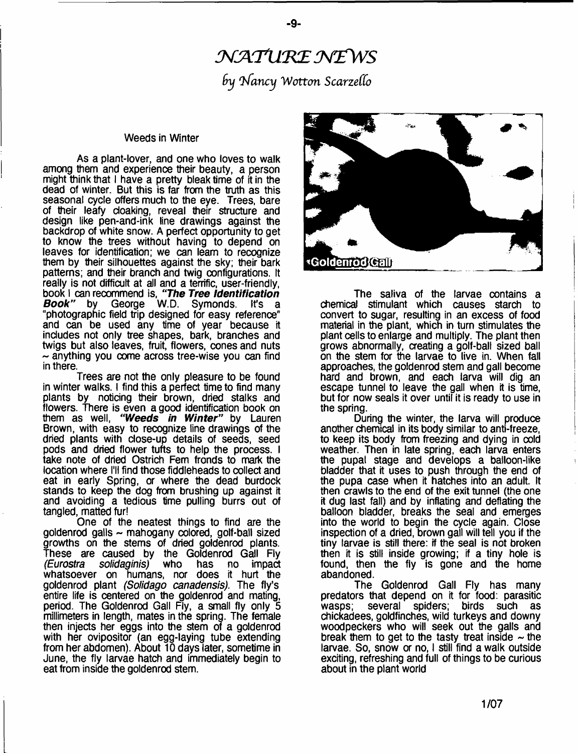# NATURE NEWS

*by Nancy Wotton Scarzello*

Weeds in Winter

As a plant-lover, and one who loves to walk among them and experience their beauty, a person might think that I have a pretty bleak time of it in the dead of winter. But this is far from the truth as this seasonal cycle offers much to the eye. Trees, bare of their leafy cloaking, reveal their structure and design like pen-and-ink line drawings against the backdrop of white snow. A perfect opportunity to get to know the trees without having to depend on leaves for identification; we can learn to recognize them by their silhouettes against the sky; their bark patterns; and their branch and twig configurations. It really is not difficult at all and a terrific, user-friendly, book I can recommend is, ***"The Tree Identification Book"*** by George W.D. Symonds. It's a "photographic field trip designed for easy reference" and can be used any time of year because it includes not only tree shapes, bark, branches and twigs but also leaves, fruit, flowers, cones and nuts ~ anything you come across tree-wise you can find in there.

Trees are not the only pleasure to be found in winter walks. I find this a perfect time to find many plants by noticing their brown, dried stalks and flowers. There is even a good identification book on them as well, ***"Weeds in Winter"*** by Lauren Brown, with easy to recognize line drawings of the dried plants with close-up details of seeds, seed pods and dried flower tufts to help the process. I take note of dried Ostrich Fern fronds to mark the location where I'll find those fiddleheads to collect and eat in early Spring, or where the dead burdock stands to keep the dog from brushing up against it and avoiding a tedious time pulling burrs out of tangled, matted fur!

One of the neatest things to find are the goldenrod galls ~ mahogany colored, golf-ball sized growths on the stems of dried goldenrod plants. These are caused by the Goldenrod Gall Fly *(Eurostra solidaginis)* who has no impact whatsoever on humans, nor does it hurt the goldenrod plant *(Solidago canadensis).* The fly's entire life is centered on the goldenrod and mating, period. The Goldenrod Gall Fly, a small fly only 5 millimeters in length, mates in the spring. The female then injects her eggs into the stem of a goldenrod with her ovipositor (an egg-laying tube extending from her abdomen). About 10 days later, sometime in June, the fly larvae hatch and immediately begin to eat from inside the goldenrod stem.

Goldenrod Gall

The saliva of the larvae contains a chemical stimulant which causes starch to convert to sugar, resulting in an excess of food material in the plant, which in turn stimulates the plant cells to enlarge and multiply. The plant then grows abnormally, creating a golf-ball sized ball on the stem for the larvae to live in. When fall approaches, the goldenrod stem and gall become hard and brown, and each larva will dig an escape tunnel to leave the gall when it is time, but for now seals it over until it is ready to use in the spring.

During the winter, the larva will produce another chemical in its body similar to anti-freeze, to keep its body from freezing and dying in cold weather. Then in late spring, each larva enters the pupal stage and develops a balloon-like bladder that it uses to push through the end of the pupa case when it hatches into an adult. It then crawls to the end of the exit tunnel (the one it dug last fall) and by inflating and deflating the balloon bladder, breaks the seal and emerges into the world to begin the cycle again. Close inspection of a dried, brown gall will tell you if the tiny larvae is still there: if the seal is not broken then it is still inside growing; if a tiny hole is found, then the fly is gone and the home abandoned.

The Goldenrod Gall Fly has many predators that depend on it for food: parasitic wasps; several spiders; birds such as chickadees, goldfinches, wild turkeys and downy woodpeckers who will seek out the galls and break them to get to the tasty treat inside ~ the larvae. So, snow or no, I still find a walk outside exciting, refreshing and full of things to be curious about in the plant world

1/07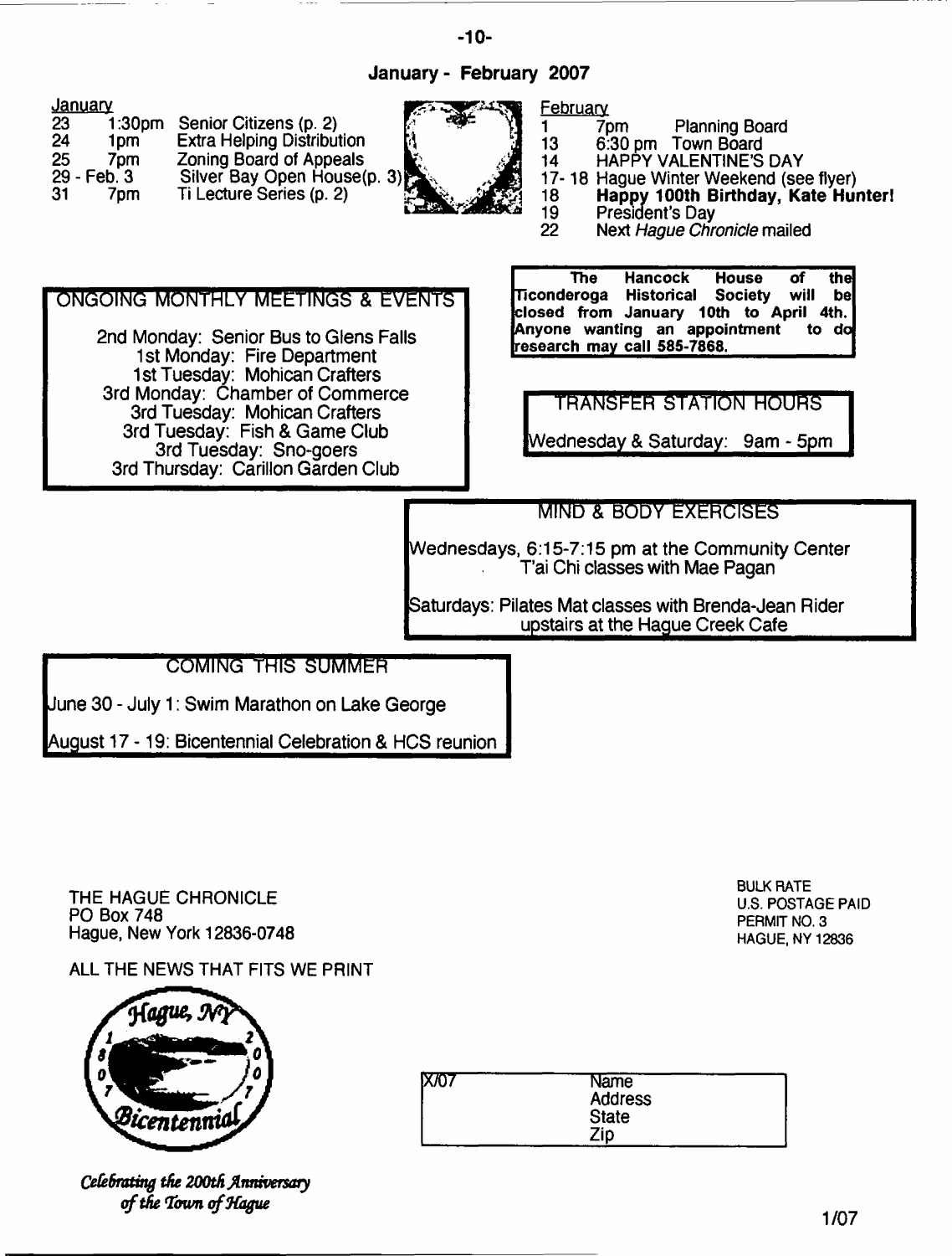## January - February 2007

**January**

| | | |
|---|---|---|
| 23 | 1:30pm | Senior Citizens (p. 2) |
| 24 | 1pm | Extra Helping Distribution |
| 25 | 7pm | Zoning Board of Appeals |
| 29 - Feb. 3 | | Silver Bay Open House(p. 3) |
| 31 | 7pm | Ti Lecture Series (p. 2) |

**February**

| | | |
|---|---|---|
| 1 | 7pm | Planning Board |
| 13 | 6:30 pm | Town Board |
| 14 | | HAPPY VALENTINE'S DAY |
| 17- 18 | | Hague Winter Weekend (see flyer) |
| 18 | | **Happy 100th Birthday, Kate Hunter!** |
| 19 | | President's Day |
| 22 | | Next *Hague Chronicle* mailed |

**The Hancock House of the Ticonderoga Historical Society will be closed from January 10th to April 4th. Anyone wanting an appointment to do research may call 585-7868.**

### ONGOING MONTHLY MEETINGS & EVENTS

2nd Monday: Senior Bus to Glens Falls
1st Monday: Fire Department
1st Tuesday: Mohican Crafters
3rd Monday: Chamber of Commerce
3rd Tuesday: Mohican Crafters
3rd Tuesday: Fish & Game Club
3rd Tuesday: Sno-goers
3rd Thursday: Carillon Garden Club

### TRANSFER STATION HOURS

Wednesday & Saturday: 9am - 5pm

### MIND & BODY EXERCISES

Wednesdays, 6:15-7:15 pm at the Community Center
T'ai Chi classes with Mae Pagan

Saturdays: Pilates Mat classes with Brenda-Jean Rider upstairs at the Hague Creek Cafe

### COMING THIS SUMMER

June 30 - July 1: Swim Marathon on Lake George

August 17 - 19: Bicentennial Celebration & HCS reunion

THE HAGUE CHRONICLE
PO Box 748
Hague, New York 12836-0748

ALL THE NEWS THAT FITS WE PRINT

BULK RATE
U.S. POSTAGE PAID
PERMIT NO. 3
HAGUE, NY 12836

Hague, NY 1807 2007 Bicentennial

*Celebrating the 200th Anniversary of the Town of Hague*

X/07 Name
Address
State
Zip

1/07